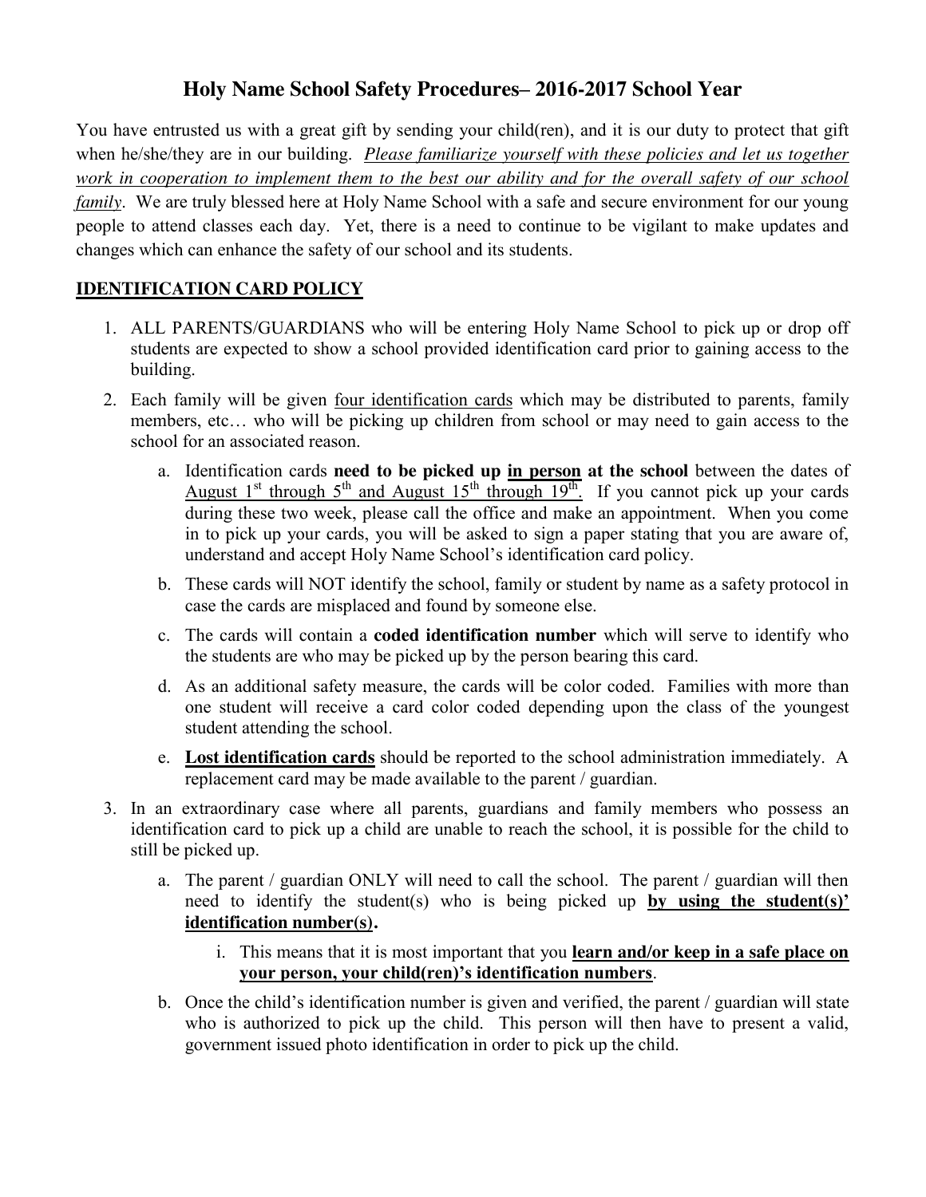# Holy Name School Safety Procedures– 2016-2017 School Year

You have entrusted us with a great gift by sending your child(ren), and it is our duty to protect that gift when he/she/they are in our building. *Please familiarize yourself with these policies and let us together work in cooperation to implement them to the best our ability and for the overall safety of our school family*. We are truly blessed here at Holy Name School with a safe and secure environment for our young people to attend classes each day. Yet, there is a need to continue to be vigilant to make updates and changes which can enhance the safety of our school and its students.

## IDENTIFICATION CARD POLICY

1. ALL PARENTS/GUARDIANS who will be entering Holy Name School to pick up or drop off students are expected to show a school provided identification card prior to gaining access to the building.
2. Each family will be given four identification cards which may be distributed to parents, family members, etc… who will be picking up children from school or may need to gain access to the school for an associated reason.
   a. Identification cards **need to be picked up in person at the school** between the dates of August 1st through 5th and August 15th through 19th. If you cannot pick up your cards during these two week, please call the office and make an appointment. When you come in to pick up your cards, you will be asked to sign a paper stating that you are aware of, understand and accept Holy Name School's identification card policy.
   b. These cards will NOT identify the school, family or student by name as a safety protocol in case the cards are misplaced and found by someone else.
   c. The cards will contain a **coded identification number** which will serve to identify who the students are who may be picked up by the person bearing this card.
   d. As an additional safety measure, the cards will be color coded. Families with more than one student will receive a card color coded depending upon the class of the youngest student attending the school.
   e. **Lost identification cards** should be reported to the school administration immediately. A replacement card may be made available to the parent / guardian.
3. In an extraordinary case where all parents, guardians and family members who possess an identification card to pick up a child are unable to reach the school, it is possible for the child to still be picked up.
   a. The parent / guardian ONLY will need to call the school. The parent / guardian will then need to identify the student(s) who is being picked up **by using the student(s)' identification number(s).**
      i. This means that it is most important that you **learn and/or keep in a safe place on your person, your child(ren)'s identification numbers**.
   b. Once the child's identification number is given and verified, the parent / guardian will state who is authorized to pick up the child. This person will then have to present a valid, government issued photo identification in order to pick up the child.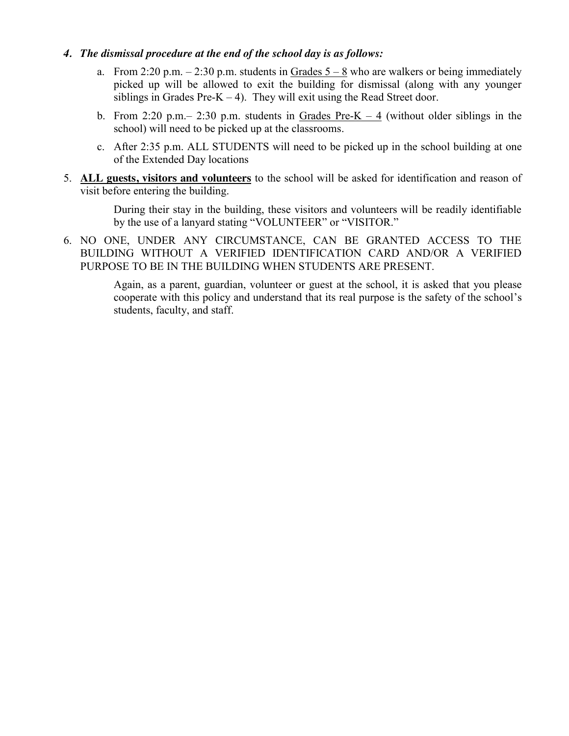4. ***The dismissal procedure at the end of the school day is as follows:***

   a. From 2:20 p.m. – 2:30 p.m. students in <u>Grades 5 – 8</u> who are walkers or being immediately picked up will be allowed to exit the building for dismissal (along with any younger siblings in Grades Pre-K – 4). They will exit using the Read Street door.

   b. From 2:20 p.m.– 2:30 p.m. students in <u>Grades Pre-K – 4</u> (without older siblings in the school) will need to be picked up at the classrooms.

   c. After 2:35 p.m. ALL STUDENTS will need to be picked up in the school building at one of the Extended Day locations

5. **<u>ALL guests, visitors and volunteers</u>** to the school will be asked for identification and reason of visit before entering the building.

   During their stay in the building, these visitors and volunteers will be readily identifiable by the use of a lanyard stating "VOLUNTEER" or "VISITOR."

6. NO ONE, UNDER ANY CIRCUMSTANCE, CAN BE GRANTED ACCESS TO THE BUILDING WITHOUT A VERIFIED IDENTIFICATION CARD AND/OR A VERIFIED PURPOSE TO BE IN THE BUILDING WHEN STUDENTS ARE PRESENT.

   Again, as a parent, guardian, volunteer or guest at the school, it is asked that you please cooperate with this policy and understand that its real purpose is the safety of the school's students, faculty, and staff.